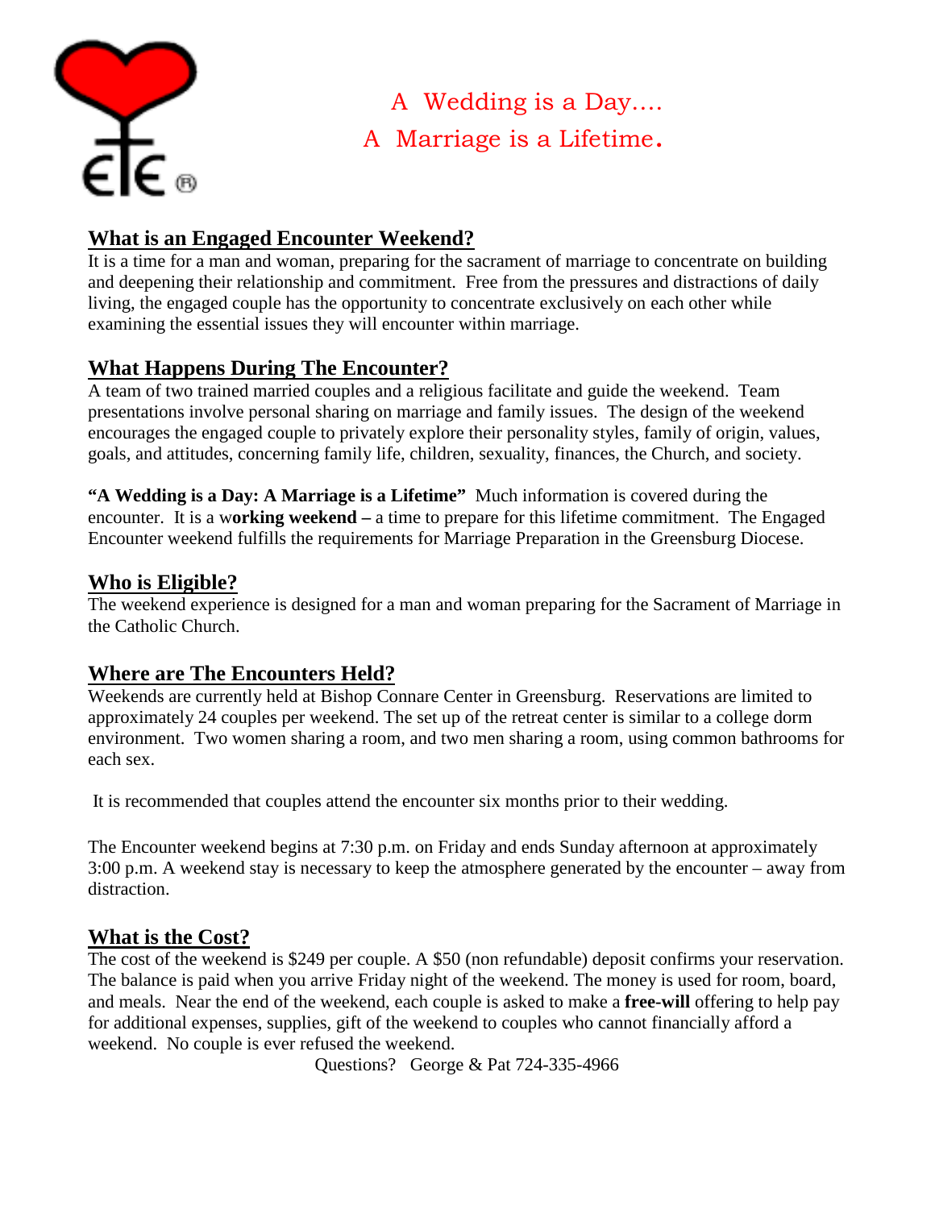A Wedding is a Day....

A Marriage is a Lifetime.

## What is an Engaged Encounter Weekend?

It is a time for a man and woman, preparing for the sacrament of marriage to concentrate on building and deepening their relationship and commitment. Free from the pressures and distractions of daily living, the engaged couple has the opportunity to concentrate exclusively on each other while examining the essential issues they will encounter within marriage.

## What Happens During The Encounter?

A team of two trained married couples and a religious facilitate and guide the weekend. Team presentations involve personal sharing on marriage and family issues. The design of the weekend encourages the engaged couple to privately explore their personality styles, family of origin, values, goals, and attitudes, concerning family life, children, sexuality, finances, the Church, and society.

**"A Wedding is a Day: A Marriage is a Lifetime"** Much information is covered during the encounter. It is a w**orking weekend –** a time to prepare for this lifetime commitment. The Engaged Encounter weekend fulfills the requirements for Marriage Preparation in the Greensburg Diocese.

## Who is Eligible?

The weekend experience is designed for a man and woman preparing for the Sacrament of Marriage in the Catholic Church.

## Where are The Encounters Held?

Weekends are currently held at Bishop Connare Center in Greensburg. Reservations are limited to approximately 24 couples per weekend. The set up of the retreat center is similar to a college dorm environment. Two women sharing a room, and two men sharing a room, using common bathrooms for each sex.

It is recommended that couples attend the encounter six months prior to their wedding.

The Encounter weekend begins at 7:30 p.m. on Friday and ends Sunday afternoon at approximately 3:00 p.m. A weekend stay is necessary to keep the atmosphere generated by the encounter – away from distraction.

## What is the Cost?

The cost of the weekend is $249 per couple. A $50 (non refundable) deposit confirms your reservation. The balance is paid when you arrive Friday night of the weekend. The money is used for room, board, and meals. Near the end of the weekend, each couple is asked to make a **free-will** offering to help pay for additional expenses, supplies, gift of the weekend to couples who cannot financially afford a weekend. No couple is ever refused the weekend.

Questions? George & Pat 724-335-4966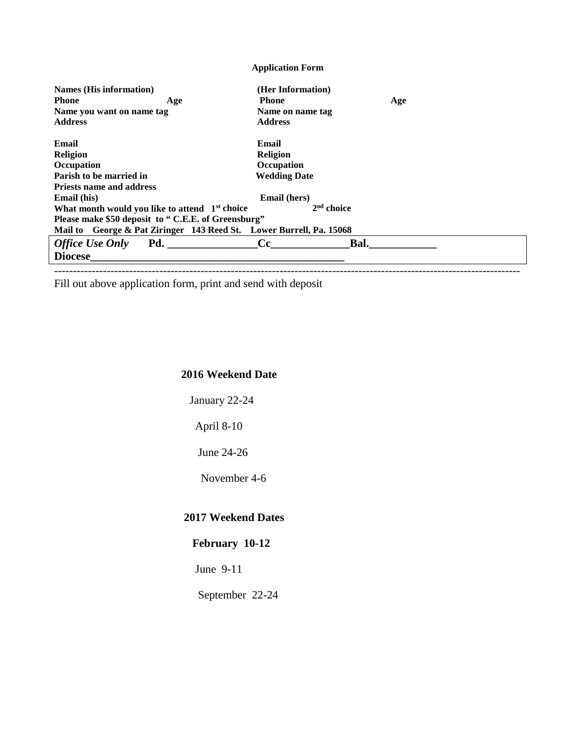**Application Form**

| | |
|---|---|
| **Names (His information)** | **(Her Information)** |
| **Phone** **Age** | **Phone** **Age** |
| **Name you want on name tag** | **Name on name tag** |
| **Address** | **Address** |
| | |
| **Email** | **Email** |
| **Religion** | **Religion** |
| **Occupation** | **Occupation** |
| **Parish to be married in** | **Wedding Date** |
| **Priests name and address** | |
| **Email (his)** | **Email (hers)** |
| **What month would you like to attend 1st choice** | **2nd choice** |

**Please make $50 deposit to " C.E.E. of Greensburg"**

**Mail to George & Pat Ziringer 143 Reed St. Lower Burrell, Pa. 15068**

***Office Use Only*** **Pd. ________________Cc______________Bal.____________**
**Diocese_____________________________________________**

---

Fill out above application form, print and send with deposit

**2016 Weekend Date**

January 22-24

April 8-10

June 24-26

November 4-6

**2017 Weekend Dates**

**February 10-12**

June 9-11

September 22-24